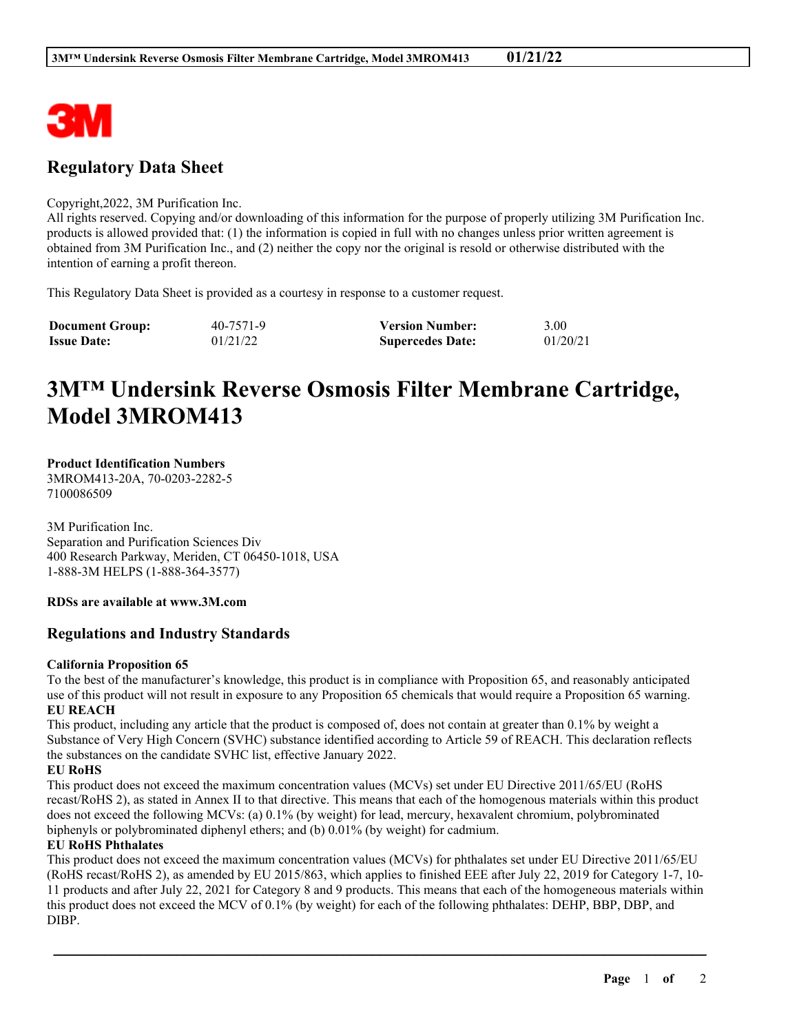## Regulatory Data Sheet

Copyright,2022, 3M Purification Inc.
All rights reserved. Copying and/or downloading of this information for the purpose of properly utilizing 3M Purification Inc. products is allowed provided that: (1) the information is copied in full with no changes unless prior written agreement is obtained from 3M Purification Inc., and (2) neither the copy nor the original is resold or otherwise distributed with the intention of earning a profit thereon.

This Regulatory Data Sheet is provided as a courtesy in response to a customer request.

| **Document Group:** | 40-7571-9 | **Version Number:** | 3.00 |
|---|---|---|---|
| **Issue Date:** | 01/21/22 | **Supercedes Date:** | 01/20/21 |

# 3M™ Undersink Reverse Osmosis Filter Membrane Cartridge, Model 3MROM413

**Product Identification Numbers**
3MROM413-20A, 70-0203-2282-5
7100086509

3M Purification Inc.
Separation and Purification Sciences Div
400 Research Parkway, Meriden, CT 06450-1018, USA
1-888-3M HELPS (1-888-364-3577)

**RDSs are available at www.3M.com**

## Regulations and Industry Standards

**California Proposition 65**
To the best of the manufacturer's knowledge, this product is in compliance with Proposition 65, and reasonably anticipated use of this product will not result in exposure to any Proposition 65 chemicals that would require a Proposition 65 warning.

**EU REACH**
This product, including any article that the product is composed of, does not contain at greater than 0.1% by weight a Substance of Very High Concern (SVHC) substance identified according to Article 59 of REACH. This declaration reflects the substances on the candidate SVHC list, effective January 2022.

**EU RoHS**
This product does not exceed the maximum concentration values (MCVs) set under EU Directive 2011/65/EU (RoHS recast/RoHS 2), as stated in Annex II to that directive. This means that each of the homogenous materials within this product does not exceed the following MCVs: (a) 0.1% (by weight) for lead, mercury, hexavalent chromium, polybrominated biphenyls or polybrominated diphenyl ethers; and (b) 0.01% (by weight) for cadmium.

**EU RoHS Phthalates**
This product does not exceed the maximum concentration values (MCVs) for phthalates set under EU Directive 2011/65/EU (RoHS recast/RoHS 2), as amended by EU 2015/863, which applies to finished EEE after July 22, 2019 for Category 1-7, 10-11 products and after July 22, 2021 for Category 8 and 9 products. This means that each of the homogeneous materials within this product does not exceed the MCV of 0.1% (by weight) for each of the following phthalates: DEHP, BBP, DBP, and DIBP.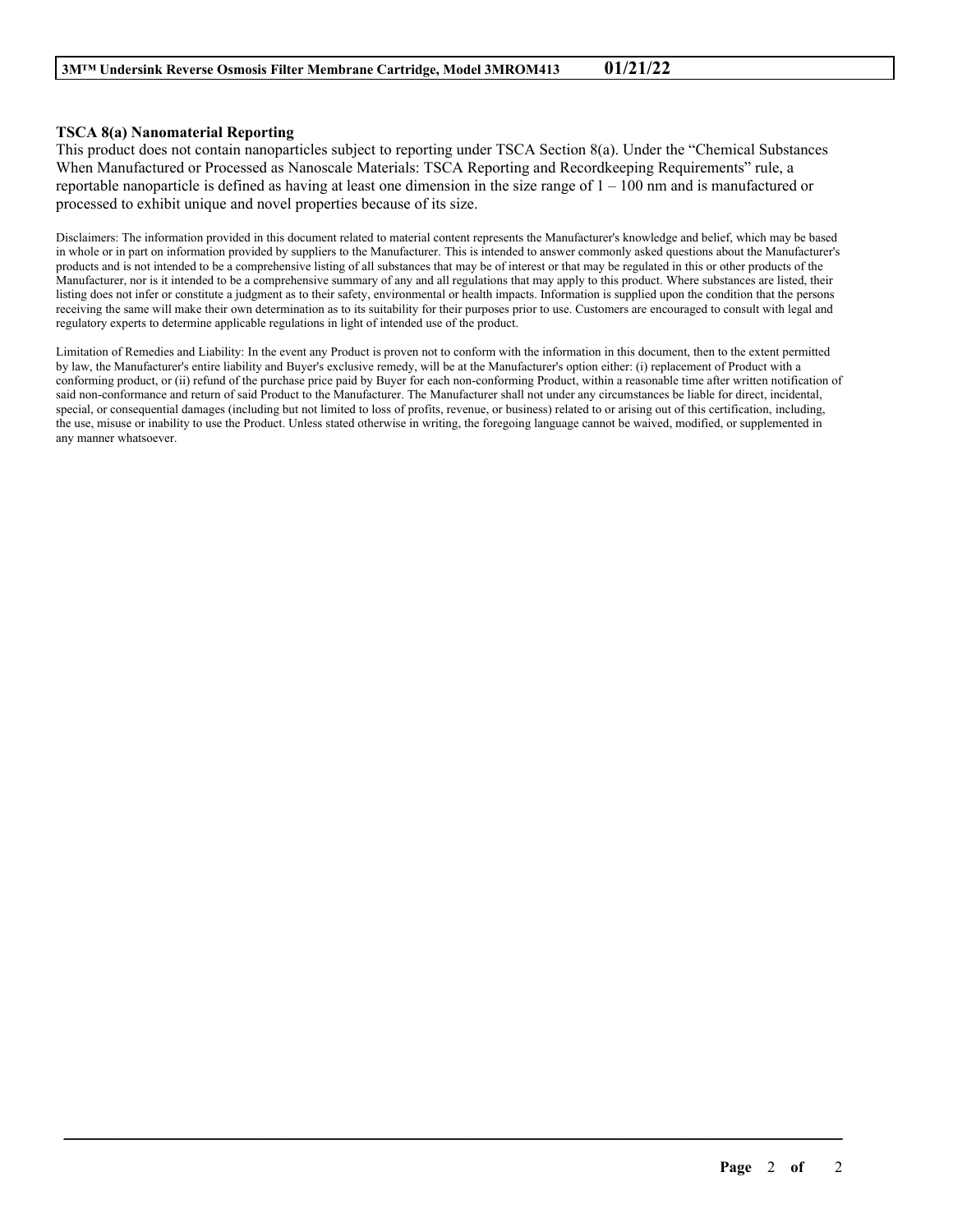**TSCA 8(a) Nanomaterial Reporting**

This product does not contain nanoparticles subject to reporting under TSCA Section 8(a). Under the "Chemical Substances When Manufactured or Processed as Nanoscale Materials: TSCA Reporting and Recordkeeping Requirements" rule, a reportable nanoparticle is defined as having at least one dimension in the size range of 1 – 100 nm and is manufactured or processed to exhibit unique and novel properties because of its size.

Disclaimers: The information provided in this document related to material content represents the Manufacturer's knowledge and belief, which may be based in whole or in part on information provided by suppliers to the Manufacturer. This is intended to answer commonly asked questions about the Manufacturer's products and is not intended to be a comprehensive listing of all substances that may be of interest or that may be regulated in this or other products of the Manufacturer, nor is it intended to be a comprehensive summary of any and all regulations that may apply to this product. Where substances are listed, their listing does not infer or constitute a judgment as to their safety, environmental or health impacts. Information is supplied upon the condition that the persons receiving the same will make their own determination as to its suitability for their purposes prior to use. Customers are encouraged to consult with legal and regulatory experts to determine applicable regulations in light of intended use of the product.

Limitation of Remedies and Liability: In the event any Product is proven not to conform with the information in this document, then to the extent permitted by law, the Manufacturer's entire liability and Buyer's exclusive remedy, will be at the Manufacturer's option either: (i) replacement of Product with a conforming product, or (ii) refund of the purchase price paid by Buyer for each non-conforming Product, within a reasonable time after written notification of said non-conformance and return of said Product to the Manufacturer. The Manufacturer shall not under any circumstances be liable for direct, incidental, special, or consequential damages (including but not limited to loss of profits, revenue, or business) related to or arising out of this certification, including, the use, misuse or inability to use the Product. Unless stated otherwise in writing, the foregoing language cannot be waived, modified, or supplemented in any manner whatsoever.